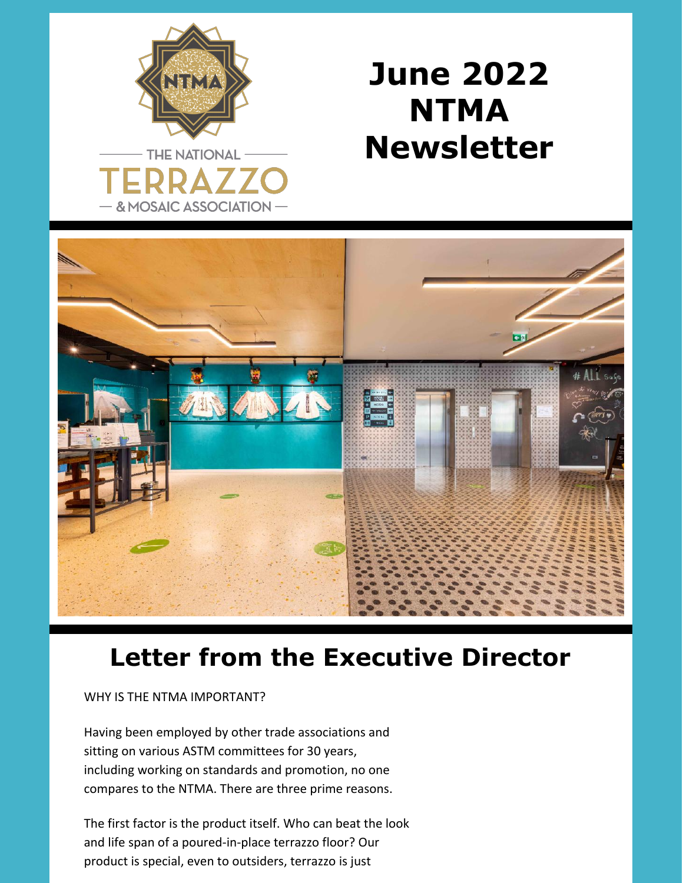# June 2022 NTMA Newsletter

## Letter from the Executive Director

WHY IS THE NTMA IMPORTANT?

Having been employed by other trade associations and sitting on various ASTM committees for 30 years, including working on standards and promotion, no one compares to the NTMA. There are three prime reasons.

The first factor is the product itself. Who can beat the look and life span of a poured-in-place terrazzo floor? Our product is special, even to outsiders, terrazzo is just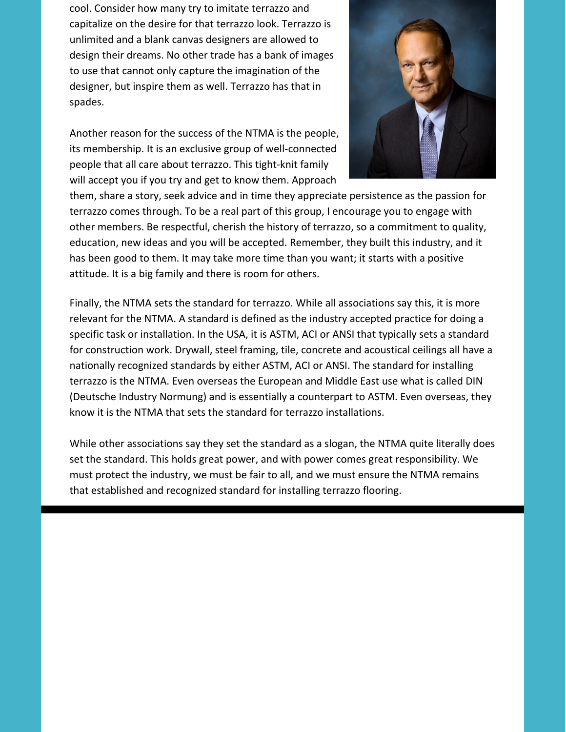cool. Consider how many try to imitate terrazzo and capitalize on the desire for that terrazzo look. Terrazzo is unlimited and a blank canvas designers are allowed to design their dreams. No other trade has a bank of images to use that cannot only capture the imagination of the designer, but inspire them as well. Terrazzo has that in spades.

Another reason for the success of the NTMA is the people, its membership. It is an exclusive group of well-connected people that all care about terrazzo. This tight-knit family will accept you if you try and get to know them. Approach them, share a story, seek advice and in time they appreciate persistence as the passion for terrazzo comes through. To be a real part of this group, I encourage you to engage with other members. Be respectful, cherish the history of terrazzo, so a commitment to quality, education, new ideas and you will be accepted. Remember, they built this industry, and it has been good to them. It may take more time than you want; it starts with a positive attitude. It is a big family and there is room for others.

Finally, the NTMA sets the standard for terrazzo. While all associations say this, it is more relevant for the NTMA. A standard is defined as the industry accepted practice for doing a specific task or installation. In the USA, it is ASTM, ACI or ANSI that typically sets a standard for construction work. Drywall, steel framing, tile, concrete and acoustical ceilings all have a nationally recognized standards by either ASTM, ACI or ANSI. The standard for installing terrazzo is the NTMA. Even overseas the European and Middle East use what is called DIN (Deutsche Industry Normung) and is essentially a counterpart to ASTM. Even overseas, they know it is the NTMA that sets the standard for terrazzo installations.

While other associations say they set the standard as a slogan, the NTMA quite literally does set the standard. This holds great power, and with power comes great responsibility. We must protect the industry, we must be fair to all, and we must ensure the NTMA remains that established and recognized standard for installing terrazzo flooring.